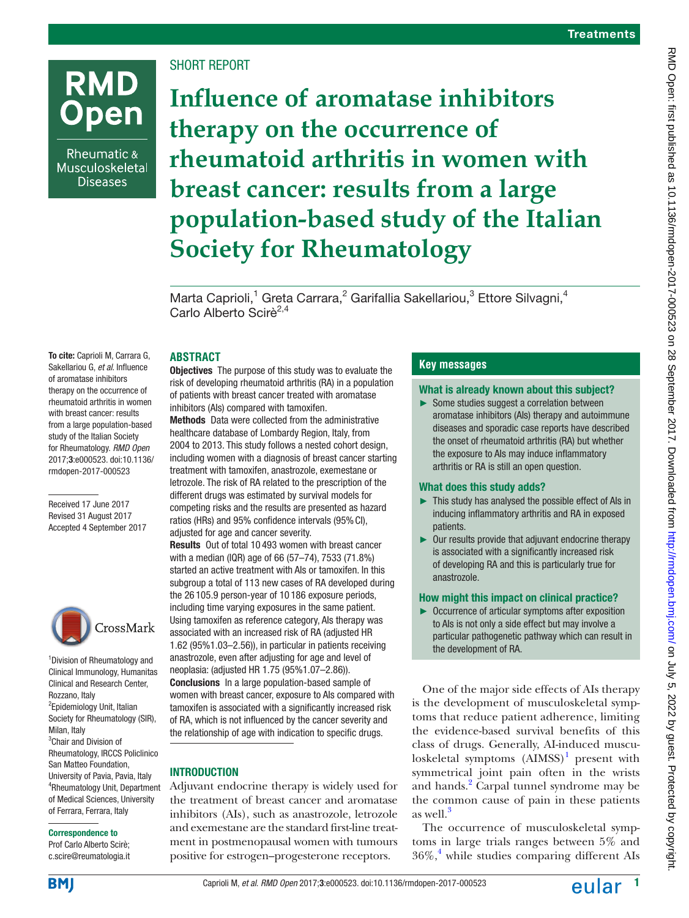SHORT REPORT

# Influence of aromatase inhibitors therapy on the occurrence of rheumatoid arthritis in women with breast cancer: results from a large population-based study of the Italian Society for Rheumatology

Marta Caprioli,[1] Greta Carrara,[2] Garifallia Sakellariou,[3] Ettore Silvagni,[4] Carlo Alberto Scirè[2,4]

**To cite:** Caprioli M, Carrara G, Sakellariou G, *et al*. Influence of aromatase inhibitors therapy on the occurrence of rheumatoid arthritis in women with breast cancer: results from a large population-based study of the Italian Society for Rheumatology. *RMD Open* 2017;**3**:e000523. doi:10.1136/rmdopen-2017-000523

Received 17 June 2017
Revised 31 August 2017
Accepted 4 September 2017

[1]Division of Rheumatology and Clinical Immunology, Humanitas Clinical and Research Center, Rozzano, Italy
[2]Epidemiology Unit, Italian Society for Rheumatology (SIR), Milan, Italy
[3]Chair and Division of Rheumatology, IRCCS Policlinico San Matteo Foundation, University of Pavia, Pavia, Italy
[4]Rheumatology Unit, Department of Medical Sciences, University of Ferrara, Ferrara, Italy

**Correspondence to**
Prof Carlo Alberto Scirè; c.scire@reumatologia.it

## ABSTRACT

**Objectives** The purpose of this study was to evaluate the risk of developing rheumatoid arthritis (RA) in a population of patients with breast cancer treated with aromatase inhibitors (AIs) compared with tamoxifen.

**Methods** Data were collected from the administrative healthcare database of Lombardy Region, Italy, from 2004 to 2013. This study follows a nested cohort design, including women with a diagnosis of breast cancer starting treatment with tamoxifen, anastrozole, exemestane or letrozole. The risk of RA related to the prescription of the different drugs was estimated by survival models for competing risks and the results are presented as hazard ratios (HRs) and 95% confidence intervals (95% CI), adjusted for age and cancer severity.

**Results** Out of total 10 493 women with breast cancer with a median (IQR) age of 66 (57–74), 7533 (71.8%) started an active treatment with AIs or tamoxifen. In this subgroup a total of 113 new cases of RA developed during the 26 105.9 person-year of 10 186 exposure periods, including time varying exposures in the same patient. Using tamoxifen as reference category, AIs therapy was associated with an increased risk of RA (adjusted HR 1.62 (95%1.03–2.56)), in particular in patients receiving anastrozole, even after adjusting for age and level of neoplasia: (adjusted HR 1.75 (95%1.07–2.86)).

**Conclusions** In a large population-based sample of women with breast cancer, exposure to AIs compared with tamoxifen is associated with a significantly increased risk of RA, which is not influenced by the cancer severity and the relationship of age with indication to specific drugs.

## Key messages

### What is already known about this subject?

- Some studies suggest a correlation between aromatase inhibitors (AIs) therapy and autoimmune diseases and sporadic case reports have described the onset of rheumatoid arthritis (RA) but whether the exposure to AIs may induce inflammatory arthritis or RA is still an open question.

### What does this study adds?

- This study has analysed the possible effect of AIs in inducing inflammatory arthritis and RA in exposed patients.
- Our results provide that adjuvant endocrine therapy is associated with a significantly increased risk of developing RA and this is particularly true for anastrozole.

### How might this impact on clinical practice?

- Occurrence of articular symptoms after exposition to AIs is not only a side effect but may involve a particular pathogenetic pathway which can result in the development of RA.

## INTRODUCTION

Adjuvant endocrine therapy is widely used for the treatment of breast cancer and aromatase inhibitors (AIs), such as anastrozole, letrozole and exemestane are the standard first-line treatment in postmenopausal women with tumours positive for estrogen–progesterone receptors.

One of the major side effects of AIs therapy is the development of musculoskeletal symptoms that reduce patient adherence, limiting the evidence-based survival benefits of this class of drugs. Generally, AI-induced musculoskeletal symptoms (AIMSS)[1] present with symmetrical joint pain often in the wrists and hands.[2] Carpal tunnel syndrome may be the common cause of pain in these patients as well.[3]

The occurrence of musculoskeletal symptoms in large trials ranges between 5% and 36%,[4] while studies comparing different AIs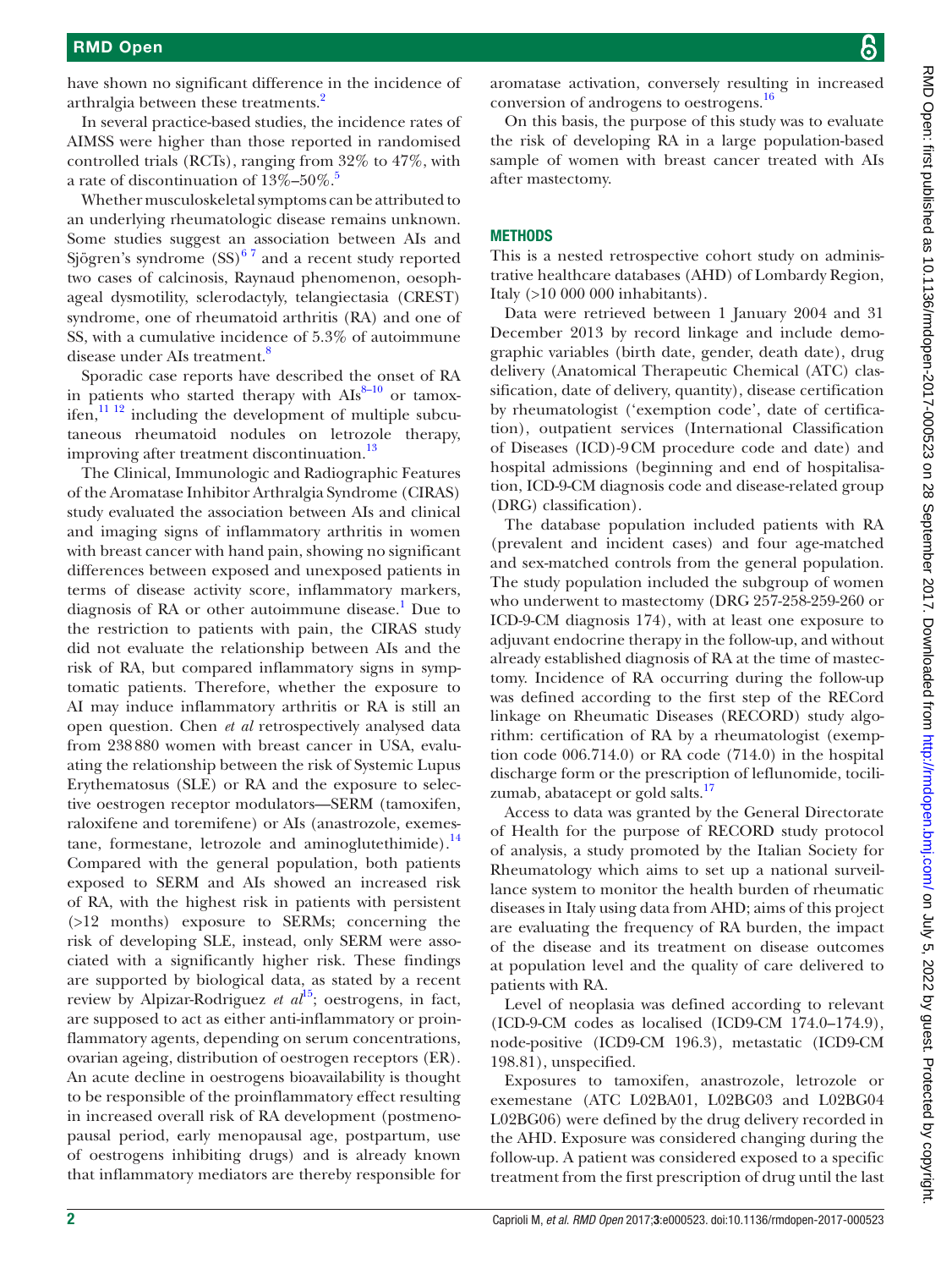have shown no significant difference in the incidence of arthralgia between these treatments.[2]

In several practice-based studies, the incidence rates of AIMSS were higher than those reported in randomised controlled trials (RCTs), ranging from 32% to 47%, with a rate of discontinuation of 13%–50%.[5]

Whether musculoskeletal symptoms can be attributed to an underlying rheumatologic disease remains unknown. Some studies suggest an association between AIs and Sjögren's syndrome (SS)[6 7] and a recent study reported two cases of calcinosis, Raynaud phenomenon, oesophageal dysmotility, sclerodactyly, telangiectasia (CREST) syndrome, one of rheumatoid arthritis (RA) and one of SS, with a cumulative incidence of 5.3% of autoimmune disease under AIs treatment.[8]

Sporadic case reports have described the onset of RA in patients who started therapy with AIs[8–10] or tamoxifen,[11 12] including the development of multiple subcutaneous rheumatoid nodules on letrozole therapy, improving after treatment discontinuation.[13]

The Clinical, Immunologic and Radiographic Features of the Aromatase Inhibitor Arthralgia Syndrome (CIRAS) study evaluated the association between AIs and clinical and imaging signs of inflammatory arthritis in women with breast cancer with hand pain, showing no significant differences between exposed and unexposed patients in terms of disease activity score, inflammatory markers, diagnosis of RA or other autoimmune disease.[1] Due to the restriction to patients with pain, the CIRAS study did not evaluate the relationship between AIs and the risk of RA, but compared inflammatory signs in symptomatic patients. Therefore, whether the exposure to AI may induce inflammatory arthritis or RA is still an open question. Chen *et al* retrospectively analysed data from 238 880 women with breast cancer in USA, evaluating the relationship between the risk of Systemic Lupus Erythematosus (SLE) or RA and the exposure to selective oestrogen receptor modulators—SERM (tamoxifen, raloxifene and toremifene) or AIs (anastrozole, exemestane, formestane, letrozole and aminoglutethimide).[14] Compared with the general population, both patients exposed to SERM and AIs showed an increased risk of RA, with the highest risk in patients with persistent (>12 months) exposure to SERMs; concerning the risk of developing SLE, instead, only SERM were associated with a significantly higher risk. These findings are supported by biological data, as stated by a recent review by Alpizar-Rodriguez *et al*[15]; oestrogens, in fact, are supposed to act as either anti-inflammatory or proinflammatory agents, depending on serum concentrations, ovarian ageing, distribution of oestrogen receptors (ER). An acute decline in oestrogens bioavailability is thought to be responsible of the proinflammatory effect resulting in increased overall risk of RA development (postmenopausal period, early menopausal age, postpartum, use of oestrogens inhibiting drugs) and is already known that inflammatory mediators are thereby responsible for aromatase activation, conversely resulting in increased conversion of androgens to oestrogens.[16]

On this basis, the purpose of this study was to evaluate the risk of developing RA in a large population-based sample of women with breast cancer treated with AIs after mastectomy.

## METHODS

This is a nested retrospective cohort study on administrative healthcare databases (AHD) of Lombardy Region, Italy (>10 000 000 inhabitants).

Data were retrieved between 1 January 2004 and 31 December 2013 by record linkage and include demographic variables (birth date, gender, death date), drug delivery (Anatomical Therapeutic Chemical (ATC) classification, date of delivery, quantity), disease certification by rheumatologist ('exemption code', date of certification), outpatient services (International Classification of Diseases (ICD)-9 CM procedure code and date) and hospital admissions (beginning and end of hospitalisation, ICD-9-CM diagnosis code and disease-related group (DRG) classification).

The database population included patients with RA (prevalent and incident cases) and four age-matched and sex-matched controls from the general population. The study population included the subgroup of women who underwent to mastectomy (DRG 257-258-259-260 or ICD-9-CM diagnosis 174), with at least one exposure to adjuvant endocrine therapy in the follow-up, and without already established diagnosis of RA at the time of mastectomy. Incidence of RA occurring during the follow-up was defined according to the first step of the RECord linkage on Rheumatic Diseases (RECORD) study algorithm: certification of RA by a rheumatologist (exemption code 006.714.0) or RA code (714.0) in the hospital discharge form or the prescription of leflunomide, tocilizumab, abatacept or gold salts.[17]

Access to data was granted by the General Directorate of Health for the purpose of RECORD study protocol of analysis, a study promoted by the Italian Society for Rheumatology which aims to set up a national surveillance system to monitor the health burden of rheumatic diseases in Italy using data from AHD; aims of this project are evaluating the frequency of RA burden, the impact of the disease and its treatment on disease outcomes at population level and the quality of care delivered to patients with RA.

Level of neoplasia was defined according to relevant (ICD9-CM codes as localised (ICD9-CM 174.0–174.9), node-positive (ICD9-CM 196.3), metastatic (ICD9-CM 198.81), unspecified.

Exposures to tamoxifen, anastrozole, letrozole or exemestane (ATC L02BA01, L02BG03 and L02BG04 L02BG06) were defined by the drug delivery recorded in the AHD. Exposure was considered changing during the follow-up. A patient was considered exposed to a specific treatment from the first prescription of drug until the last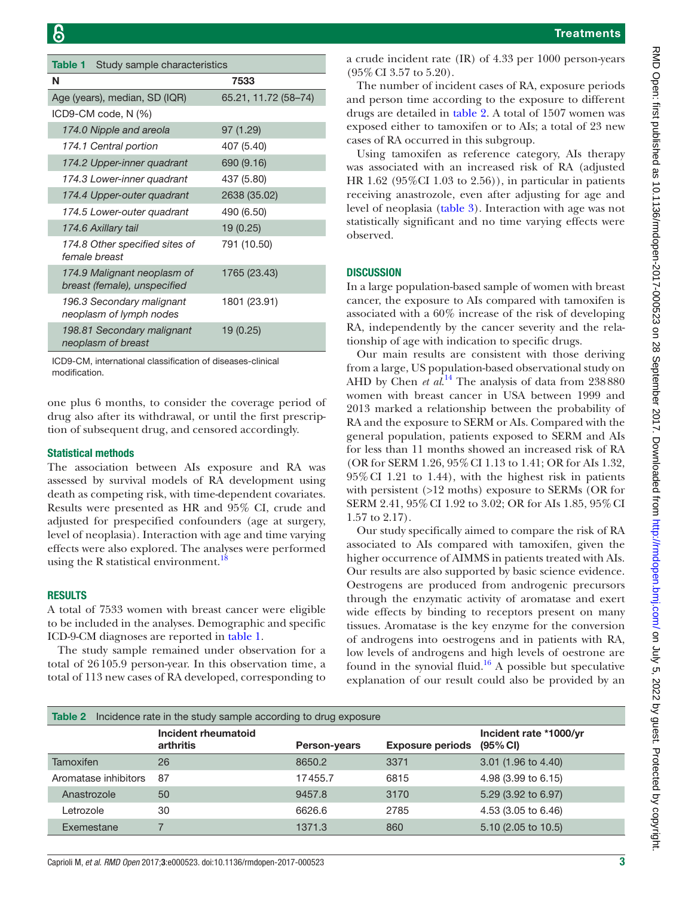**Table 1** Study sample characteristics

| N | 7533 |
|---|---|
| Age (years), median, SD (IQR) | 65.21, 11.72 (58–74) |
| ICD9-CM code, N (%) | |
| *174.0 Nipple and areola* | 97 (1.29) |
| *174.1 Central portion* | 407 (5.40) |
| *174.2 Upper-inner quadrant* | 690 (9.16) |
| *174.3 Lower-inner quadrant* | 437 (5.80) |
| *174.4 Upper-outer quadrant* | 2638 (35.02) |
| *174.5 Lower-outer quadrant* | 490 (6.50) |
| *174.6 Axillary tail* | 19 (0.25) |
| *174.8 Other specified sites of female breast* | 791 (10.50) |
| *174.9 Malignant neoplasm of breast (female), unspecified* | 1765 (23.43) |
| *196.3 Secondary malignant neoplasm of lymph nodes* | 1801 (23.91) |
| *198.81 Secondary malignant neoplasm of breast* | 19 (0.25) |

ICD9-CM, international classification of diseases-clinical modification.

one plus 6 months, to consider the coverage period of drug also after its withdrawal, or until the first prescription of subsequent drug, and censored accordingly.

### Statistical methods

The association between AIs exposure and RA was assessed by survival models of RA development using death as competing risk, with time-dependent covariates. Results were presented as HR and 95% CI, crude and adjusted for prespecified confounders (age at surgery, level of neoplasia). Interaction with age and time varying effects were also explored. The analyses were performed using the R statistical environment.[18]

## RESULTS

A total of 7533 women with breast cancer were eligible to be included in the analyses. Demographic and specific ICD-9-CM diagnoses are reported in table 1.

The study sample remained under observation for a total of 26 105.9 person-year. In this observation time, a total of 113 new cases of RA developed, corresponding to a crude incident rate (IR) of 4.33 per 1000 person-years (95% CI 3.57 to 5.20).

The number of incident cases of RA, exposure periods and person time according to the exposure to different drugs are detailed in table 2. A total of 1507 women was exposed either to tamoxifen or to AIs; a total of 23 new cases of RA occurred in this subgroup.

Using tamoxifen as reference category, AIs therapy was associated with an increased risk of RA (adjusted HR 1.62 (95%CI 1.03 to 2.56)), in particular in patients receiving anastrozole, even after adjusting for age and level of neoplasia (table 3). Interaction with age was not statistically significant and no time varying effects were observed.

## DISCUSSION

In a large population-based sample of women with breast cancer, the exposure to AIs compared with tamoxifen is associated with a 60% increase of the risk of developing RA, independently by the cancer severity and the relationship of age with indication to specific drugs.

Our main results are consistent with those deriving from a large, US population-based observational study on AHD by Chen *et al*.[14] The analysis of data from 238 880 women with breast cancer in USA between 1999 and 2013 marked a relationship between the probability of RA and the exposure to SERM or AIs. Compared with the general population, patients exposed to SERM and AIs for less than 11 months showed an increased risk of RA (OR for SERM 1.26, 95% CI 1.13 to 1.41; OR for AIs 1.32, 95% CI 1.21 to 1.44), with the highest risk in patients with persistent (>12 moths) exposure to SERMs (OR for SERM 2.41, 95% CI 1.92 to 3.02; OR for AIs 1.85, 95% CI 1.57 to 2.17).

Our study specifically aimed to compare the risk of RA associated to AIs compared with tamoxifen, given the higher occurrence of AIMMS in patients treated with AIs. Our results are also supported by basic science evidence. Oestrogens are produced from androgenic precursors through the enzymatic activity of aromatase and exert wide effects by binding to receptors present on many tissues. Aromatase is the key enzyme for the conversion of androgens into oestrogens and in patients with RA, low levels of androgens and high levels of oestrone are found in the synovial fluid.[16] A possible but speculative explanation of our result could also be provided by an

**Table 2** Incidence rate in the study sample according to drug exposure

| | Incident rheumatoid arthritis | Person-years | Exposure periods | Incident rate *1000/yr (95% CI) |
|---|---|---|---|---|
| Tamoxifen | 26 | 8650.2 | 3371 | 3.01 (1.96 to 4.40) |
| Aromatase inhibitors | 87 | 17 455.7 | 6815 | 4.98 (3.99 to 6.15) |
| Anastrozole | 50 | 9457.8 | 3170 | 5.29 (3.92 to 6.97) |
| Letrozole | 30 | 6626.6 | 2785 | 4.53 (3.05 to 6.46) |
| Exemestane | 7 | 1371.3 | 860 | 5.10 (2.05 to 10.5) |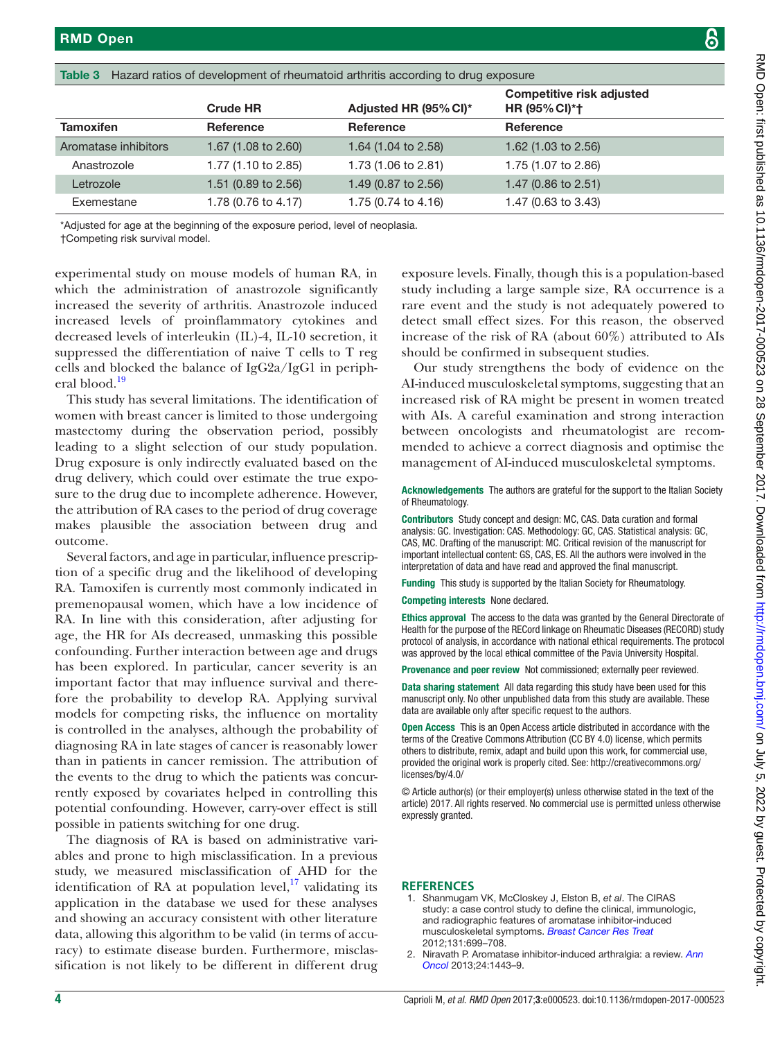**Table 3** Hazard ratios of development of rheumatoid arthritis according to drug exposure

| | Crude HR | Adjusted HR (95% CI)* | Competitive risk adjusted HR (95% CI)*† |
|---|---|---|---|
| **Tamoxifen** | Reference | Reference | Reference |
| Aromatase inhibitors | 1.67 (1.08 to 2.60) | 1.64 (1.04 to 2.58) | 1.62 (1.03 to 2.56) |
| Anastrozole | 1.77 (1.10 to 2.85) | 1.73 (1.06 to 2.81) | 1.75 (1.07 to 2.86) |
| Letrozole | 1.51 (0.89 to 2.56) | 1.49 (0.87 to 2.56) | 1.47 (0.86 to 2.51) |
| Exemestane | 1.78 (0.76 to 4.17) | 1.75 (0.74 to 4.16) | 1.47 (0.63 to 3.43) |

*Adjusted for age at the beginning of the exposure period, level of neoplasia.
†Competing risk survival model.

experimental study on mouse models of human RA, in which the administration of anastrozole significantly increased the severity of arthritis. Anastrozole induced increased levels of proinflammatory cytokines and decreased levels of interleukin (IL)-4, IL-10 secretion, it suppressed the differentiation of naive T cells to T reg cells and blocked the balance of IgG2a/IgG1 in peripheral blood.[19]

This study has several limitations. The identification of women with breast cancer is limited to those undergoing mastectomy during the observation period, possibly leading to a slight selection of our study population. Drug exposure is only indirectly evaluated based on the drug delivery, which could over estimate the true exposure to the drug due to incomplete adherence. However, the attribution of RA cases to the period of drug coverage makes plausible the association between drug and outcome.

Several factors, and age in particular, influence prescription of a specific drug and the likelihood of developing RA. Tamoxifen is currently most commonly indicated in premenopausal women, which have a low incidence of RA. In line with this consideration, after adjusting for age, the HR for AIs decreased, unmasking this possible confounding. Further interaction between age and drugs has been explored. In particular, cancer severity is an important factor that may influence survival and therefore the probability to develop RA. Applying survival models for competing risks, the influence on mortality is controlled in the analyses, although the probability of diagnosing RA in late stages of cancer is reasonably lower than in patients in cancer remission. The attribution of the events to the drug to which the patients was concurrently exposed by covariates helped in controlling this potential confounding. However, carry-over effect is still possible in patients switching for one drug.

The diagnosis of RA is based on administrative variables and prone to high misclassification. In a previous study, we measured misclassification of AHD for the identification of RA at population level,[17] validating its application in the database we used for these analyses and showing an accuracy consistent with other literature data, allowing this algorithm to be valid (in terms of accuracy) to estimate disease burden. Furthermore, misclassification is not likely to be different in different drug exposure levels. Finally, though this is a population-based study including a large sample size, RA occurrence is a rare event and the study is not adequately powered to detect small effect sizes. For this reason, the observed increase of the risk of RA (about 60%) attributed to AIs should be confirmed in subsequent studies.

Our study strengthens the body of evidence on the AI-induced musculoskeletal symptoms, suggesting that an increased risk of RA might be present in women treated with AIs. A careful examination and strong interaction between oncologists and rheumatologist are recommended to achieve a correct diagnosis and optimise the management of AI-induced musculoskeletal symptoms.

**Acknowledgements** The authors are grateful for the support to the Italian Society of Rheumatology.

**Contributors** Study concept and design: MC, CAS. Data curation and formal analysis: GC. Investigation: CAS. Methodology: GC, CAS. Statistical analysis: GC, CAS, MC. Drafting of the manuscript: MC. Critical revision of the manuscript for important intellectual content: GS, CAS, ES. All the authors were involved in the interpretation of data and have read and approved the final manuscript.

**Funding** This study is supported by the Italian Society for Rheumatology.

**Competing interests** None declared.

**Ethics approval** The access to the data was granted by the General Directorate of Health for the purpose of the RECord linkage on Rheumatic Diseases (RECORD) study protocol of analysis, in accordance with national ethical requirements. The protocol was approved by the local ethical committee of the Pavia University Hospital.

**Provenance and peer review** Not commissioned; externally peer reviewed.

**Data sharing statement** All data regarding this study have been used for this manuscript only. No other unpublished data from this study are available. These data are available only after specific request to the authors.

**Open Access** This is an Open Access article distributed in accordance with the terms of the Creative Commons Attribution (CC BY 4.0) license, which permits others to distribute, remix, adapt and build upon this work, for commercial use, provided the original work is properly cited. See: http://creativecommons.org/licenses/by/4.0/

© Article author(s) (or their employer(s) unless otherwise stated in the text of the article) 2017. All rights reserved. No commercial use is permitted unless otherwise expressly granted.

## REFERENCES

1. Shanmugam VK, McCloskey J, Elston B, *et al*. The CIRAS study: a case control study to define the clinical, immunologic, and radiographic features of aromatase inhibitor-induced musculoskeletal symptoms. *Breast Cancer Res Treat* 2012;131:699–708.
2. Niravath P. Aromatase inhibitor-induced arthralgia: a review. *Ann Oncol* 2013;24:1443–9.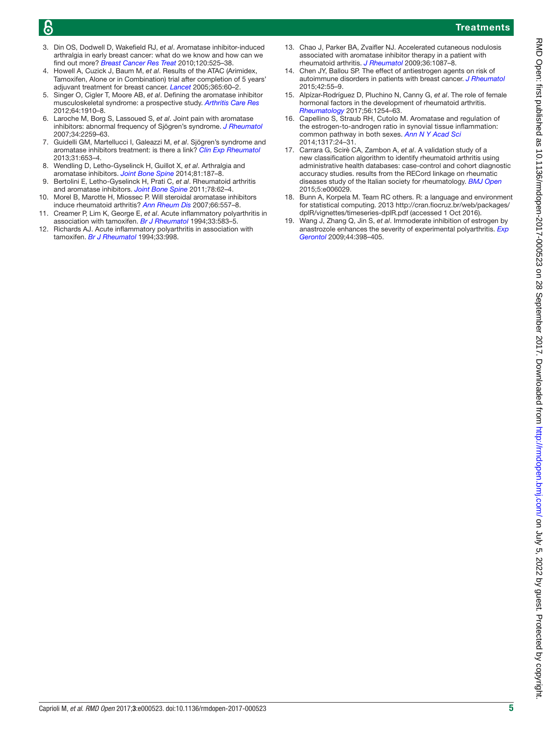3. Din OS, Dodwell D, Wakefield RJ, *et al*. Aromatase inhibitor-induced arthralgia in early breast cancer: what do we know and how can we find out more? *Breast Cancer Res Treat* 2010;120:525–38.
4. Howell A, Cuzick J, Baum M, *et al*. Results of the ATAC (Arimidex, Tamoxifen, Alone or in Combination) trial after completion of 5 years' adjuvant treatment for breast cancer. *Lancet* 2005;365:60–2.
5. Singer O, Cigler T, Moore AB, *et al*. Defining the aromatase inhibitor musculoskeletal syndrome: a prospective study. *Arthritis Care Res* 2012;64:1910–8.
6. Laroche M, Borg S, Lassoued S, *et al*. Joint pain with aromatase inhibitors: abnormal frequency of Sjögren's syndrome. *J Rheumatol* 2007;34:2259–63.
7. Guidelli GM, Martellucci I, Galeazzi M, *et al*. Sjögren's syndrome and aromatase inhibitors treatment: is there a link? *Clin Exp Rheumatol* 2013;31:653–4.
8. Wendling D, Letho-Gyselinck H, Guillot X, *et al*. Arthralgia and aromatase inhibitors. *Joint Bone Spine* 2014;81:187–8.
9. Bertolini E, Letho-Gyselinck H, Prati C, *et al*. Rheumatoid arthritis and aromatase inhibitors. *Joint Bone Spine* 2011;78:62–4.
10. Morel B, Marotte H, Miossec P. Will steroidal aromatase inhibitors induce rheumatoid arthritis? *Ann Rheum Dis* 2007;66:557–8.
11. Creamer P, Lim K, George E, *et al*. Acute inflammatory polyarthritis in association with tamoxifen. *Br J Rheumatol* 1994;33:583–5.
12. Richards AJ. Acute inflammatory polyarthritis in association with tamoxifen. *Br J Rheumatol* 1994;33:998.
13. Chao J, Parker BA, Zvaifler NJ. Accelerated cutaneous nodulosis associated with aromatase inhibitor therapy in a patient with rheumatoid arthritis. *J Rheumatol* 2009;36:1087–8.
14. Chen JY, Ballou SP. The effect of antiestrogen agents on risk of autoimmune disorders in patients with breast cancer. *J Rheumatol* 2015;42:55–9.
15. Alpízar-Rodríguez D, Pluchino N, Canny G, *et al*. The role of female hormonal factors in the development of rheumatoid arthritis. *Rheumatology* 2017;56:1254–63.
16. Capellino S, Straub RH, Cutolo M. Aromatase and regulation of the estrogen-to-androgen ratio in synovial tissue inflammation: common pathway in both sexes. *Ann N Y Acad Sci* 2014;1317:24–31.
17. Carrara G, Scirè CA, Zambon A, *et al*. A validation study of a new classification algorithm to identify rheumatoid arthritis using administrative health databases: case-control and cohort diagnostic accuracy studies. results from the RECord linkage on rheumatic diseases study of the Italian society for rheumatology. *BMJ Open* 2015;5:e006029.
18. Bunn A, Korpela M. Team RC others. R: a language and environment for statistical computing. 2013 http://cran.fiocruz.br/web/packages/dplR/vignettes/timeseries-dplR.pdf (accessed 1 Oct 2016).
19. Wang J, Zhang Q, Jin S, *et al*. Immoderate inhibition of estrogen by anastrozole enhances the severity of experimental polyarthritis. *Exp Gerontol* 2009;44:398–405.